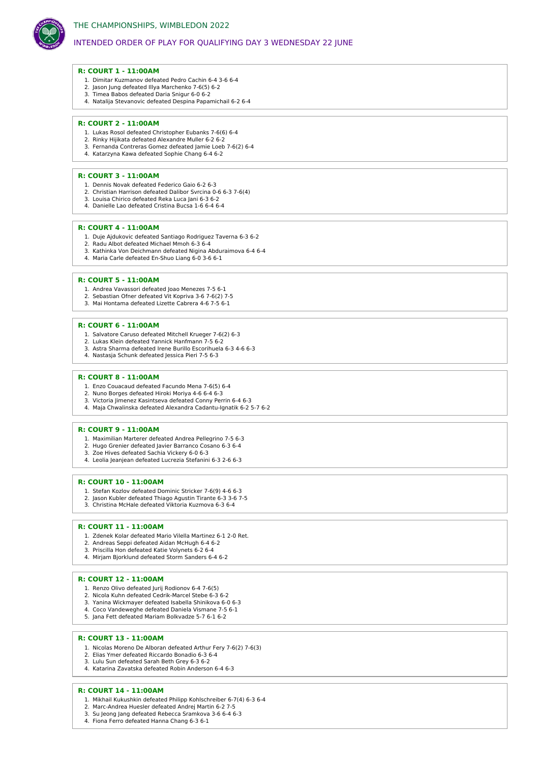# THE CHAMPIONSHIPS, WIMBLEDON 2022

## INTENDED ORDER OF PLAY FOR QUALIFYING DAY 3 WEDNESDAY 22 JUNE

### R: COURT 1 - 11:00AM

1. Dimitar Kuzmanov defeated Pedro Cachin 6-4 3-6 6-4
2. Jason Jung defeated Illya Marchenko 7-6(5) 6-2
3. Timea Babos defeated Daria Snigur 6-0 6-2
4. Natalija Stevanovic defeated Despina Papamichail 6-2 6-4

### R: COURT 2 - 11:00AM

1. Lukas Rosol defeated Christopher Eubanks 7-6(6) 6-4
2. Rinky Hijikata defeated Alexandre Muller 6-2 6-2
3. Fernanda Contreras Gomez defeated Jamie Loeb 7-6(2) 6-4
4. Katarzyna Kawa defeated Sophie Chang 6-4 6-2

### R: COURT 3 - 11:00AM

1. Dennis Novak defeated Federico Gaio 6-2 6-3
2. Christian Harrison defeated Dalibor Svrcina 0-6 6-3 7-6(4)
3. Louisa Chirico defeated Reka Luca Jani 6-3 6-2
4. Danielle Lao defeated Cristina Bucsa 1-6 6-4 6-4

### R: COURT 4 - 11:00AM

1. Duje Ajdukovic defeated Santiago Rodriguez Taverna 6-3 6-2
2. Radu Albot defeated Michael Mmoh 6-3 6-4
3. Kathinka Von Deichmann defeated Nigina Abduraimova 6-4 6-4
4. Maria Carle defeated En-Shuo Liang 6-0 3-6 6-1

### R: COURT 5 - 11:00AM

1. Andrea Vavassori defeated Joao Menezes 7-5 6-1
2. Sebastian Ofner defeated Vit Kopriva 3-6 7-6(2) 7-5
3. Mai Hontama defeated Lizette Cabrera 4-6 7-5 6-1

### R: COURT 6 - 11:00AM

1. Salvatore Caruso defeated Mitchell Krueger 7-6(2) 6-3
2. Lukas Klein defeated Yannick Hanfmann 7-5 6-2
3. Astra Sharma defeated Irene Burillo Escorihuela 6-3 4-6 6-3
4. Nastasja Schunk defeated Jessica Pieri 7-5 6-3

### R: COURT 8 - 11:00AM

1. Enzo Couacaud defeated Facundo Mena 7-6(5) 6-4
2. Nuno Borges defeated Hiroki Moriya 4-6 6-4 6-3
3. Victoria Jimenez Kasintseva defeated Conny Perrin 6-4 6-3
4. Maja Chwalinska defeated Alexandra Cadantu-Ignatik 6-2 5-7 6-2

### R: COURT 9 - 11:00AM

1. Maximilian Marterer defeated Andrea Pellegrino 7-5 6-3
2. Hugo Grenier defeated Javier Barranco Cosano 6-3 6-4
3. Zoe Hives defeated Sachia Vickery 6-0 6-3
4. Leolia Jeanjean defeated Lucrezia Stefanini 6-3 2-6 6-3

### R: COURT 10 - 11:00AM

1. Stefan Kozlov defeated Dominic Stricker 7-6(9) 4-6 6-3
2. Jason Kubler defeated Thiago Agustin Tirante 6-3 3-6 7-5
3. Christina McHale defeated Viktoria Kuzmova 6-3 6-4

### R: COURT 11 - 11:00AM

1. Zdenek Kolar defeated Mario Vilella Martinez 6-1 2-0 Ret.
2. Andreas Seppi defeated Aidan McHugh 6-4 6-2
3. Priscilla Hon defeated Katie Volynets 6-2 6-4
4. Mirjam Bjorklund defeated Storm Sanders 6-4 6-2

### R: COURT 12 - 11:00AM

1. Renzo Olivo defeated Jurij Rodionov 6-4 7-6(5)
2. Nicola Kuhn defeated Cedrik-Marcel Stebe 6-3 6-2
3. Yanina Wickmayer defeated Isabella Shinikova 6-0 6-3
4. Coco Vandeweghe defeated Daniela Vismane 7-5 6-1
5. Jana Fett defeated Mariam Bolkvadze 5-7 6-1 6-2

### R: COURT 13 - 11:00AM

1. Nicolas Moreno De Alboran defeated Arthur Fery 7-6(2) 7-6(3)
2. Elias Ymer defeated Riccardo Bonadio 6-3 6-4
3. Lulu Sun defeated Sarah Beth Grey 6-3 6-2
4. Katarina Zavatska defeated Robin Anderson 6-4 6-3

### R: COURT 14 - 11:00AM

1. Mikhail Kukushkin defeated Philipp Kohlschreiber 6-7(4) 6-3 6-4
2. Marc-Andrea Huesler defeated Andrej Martin 6-2 7-5
3. Su Jeong Jang defeated Rebecca Sramkova 3-6 6-4 6-3
4. Fiona Ferro defeated Hanna Chang 6-3 6-1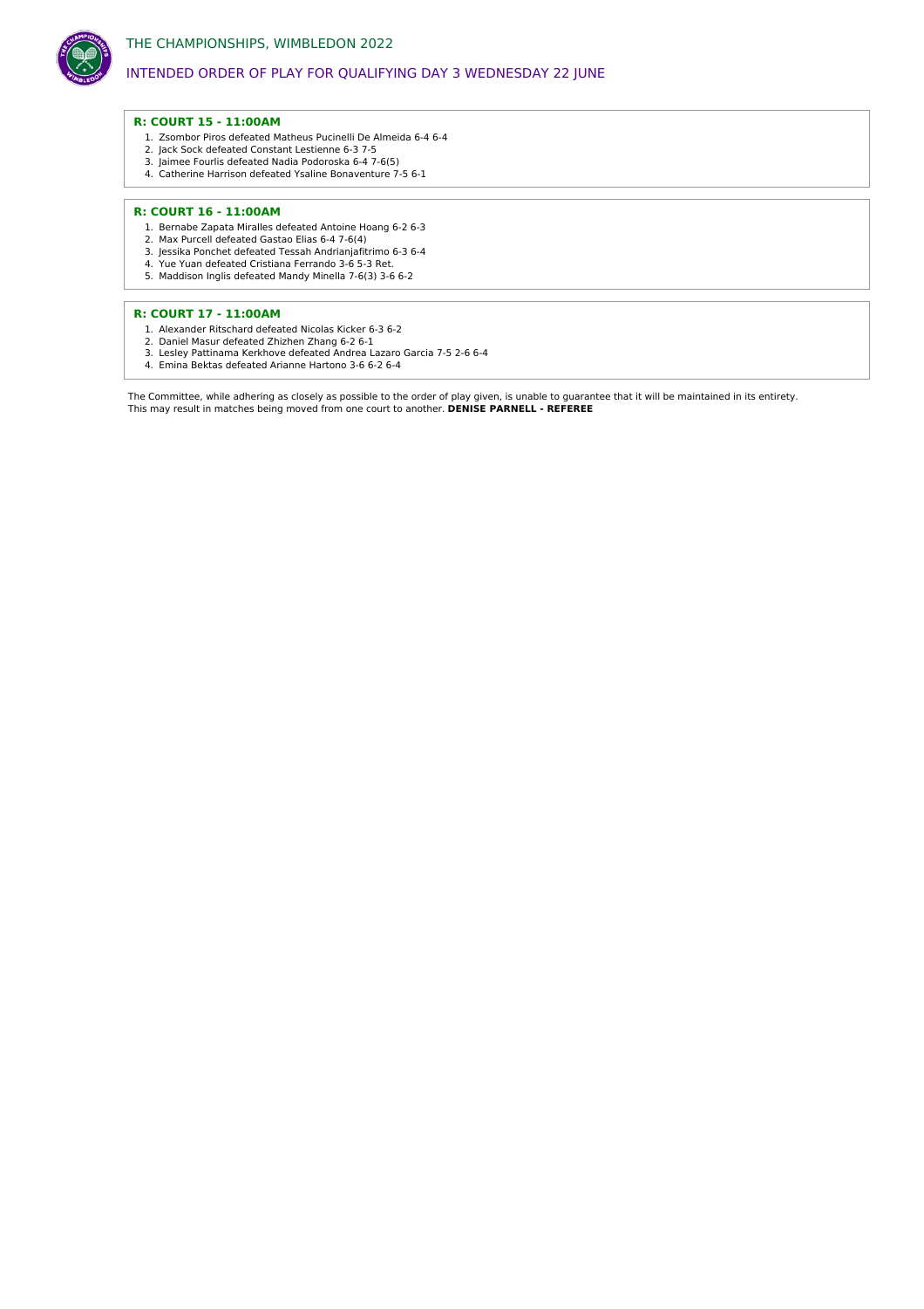# THE CHAMPIONSHIPS, WIMBLEDON 2022

## INTENDED ORDER OF PLAY FOR QUALIFYING DAY 3 WEDNESDAY 22 JUNE

### R: COURT 15 - 11:00AM

1. Zsombor Piros defeated Matheus Pucinelli De Almeida 6-4 6-4
2. Jack Sock defeated Constant Lestienne 6-3 7-5
3. Jaimee Fourlis defeated Nadia Podoroska 6-4 7-6(5)
4. Catherine Harrison defeated Ysaline Bonaventure 7-5 6-1

### R: COURT 16 - 11:00AM

1. Bernabe Zapata Miralles defeated Antoine Hoang 6-2 6-3
2. Max Purcell defeated Gastao Elias 6-4 7-6(4)
3. Jessika Ponchet defeated Tessah Andrianjafitrimo 6-3 6-4
4. Yue Yuan defeated Cristiana Ferrando 3-6 5-3 Ret.
5. Maddison Inglis defeated Mandy Minella 7-6(3) 3-6 6-2

### R: COURT 17 - 11:00AM

1. Alexander Ritschard defeated Nicolas Kicker 6-3 6-2
2. Daniel Masur defeated Zhizhen Zhang 6-2 6-1
3. Lesley Pattinama Kerkhove defeated Andrea Lazaro Garcia 7-5 2-6 6-4
4. Emina Bektas defeated Arianne Hartono 3-6 6-2 6-4

The Committee, while adhering as closely as possible to the order of play given, is unable to guarantee that it will be maintained in its entirety. This may result in matches being moved from one court to another. **DENISE PARNELL - REFEREE**